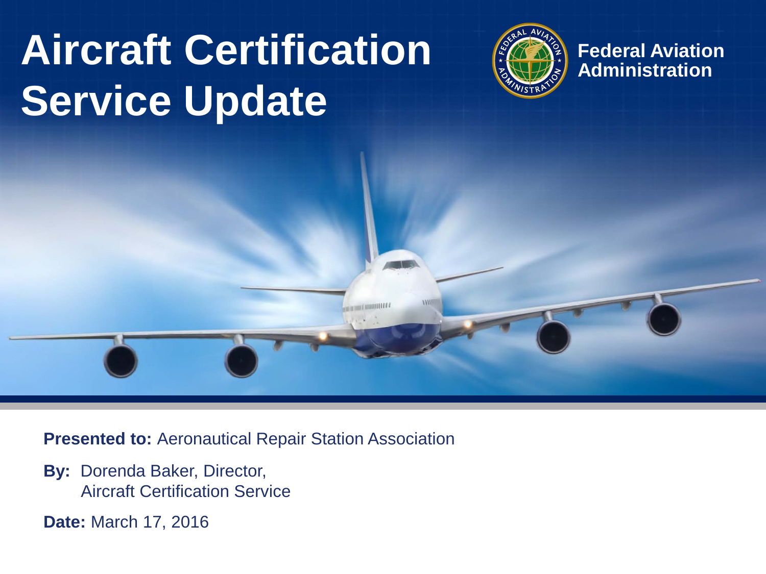# Aircraft Certification Service Update

Federal Aviation Administration

**Presented to:** Aeronautical Repair Station Association

**By:** Dorenda Baker, Director,
Aircraft Certification Service

**Date:** March 17, 2016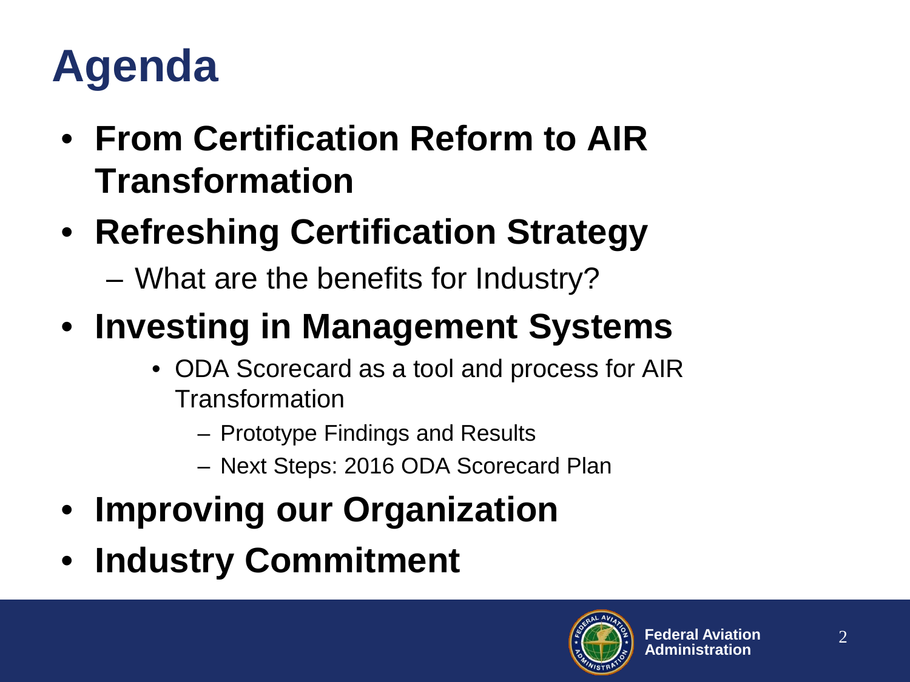# Agenda

- **From Certification Reform to AIR Transformation**
- **Refreshing Certification Strategy**
  - What are the benefits for Industry?
- **Investing in Management Systems**
  - ODA Scorecard as a tool and process for AIR Transformation
    - Prototype Findings and Results
    - Next Steps: 2016 ODA Scorecard Plan
- **Improving our Organization**
- **Industry Commitment**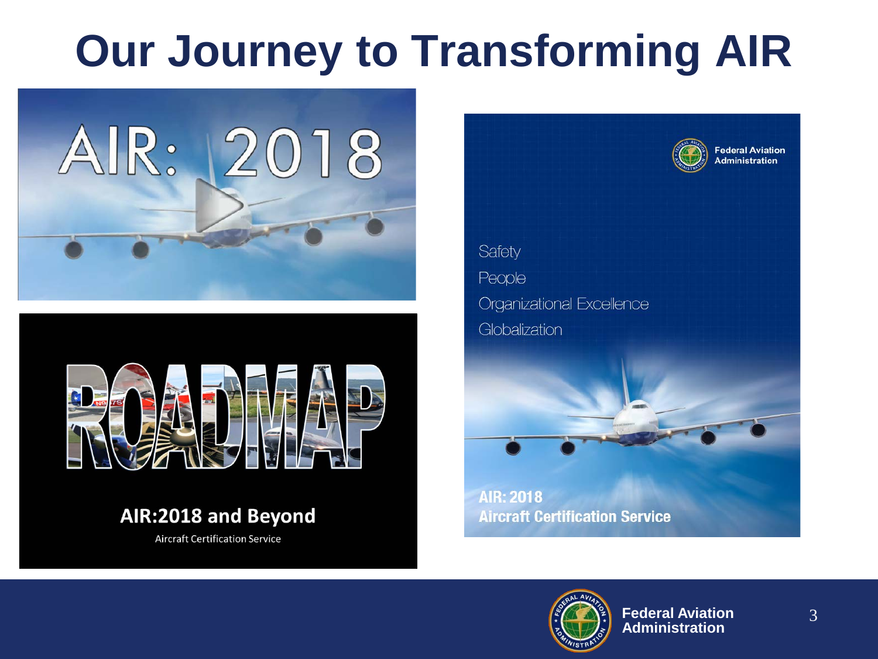# Our Journey to Transforming AIR

AIR: 2018

ROADMAP

**AIR:2018 and Beyond**

Aircraft Certification Service

Federal Aviation Administration

Safety

People

Organizational Excellence

Globalization

**AIR: 2018**
**Aircraft Certification Service**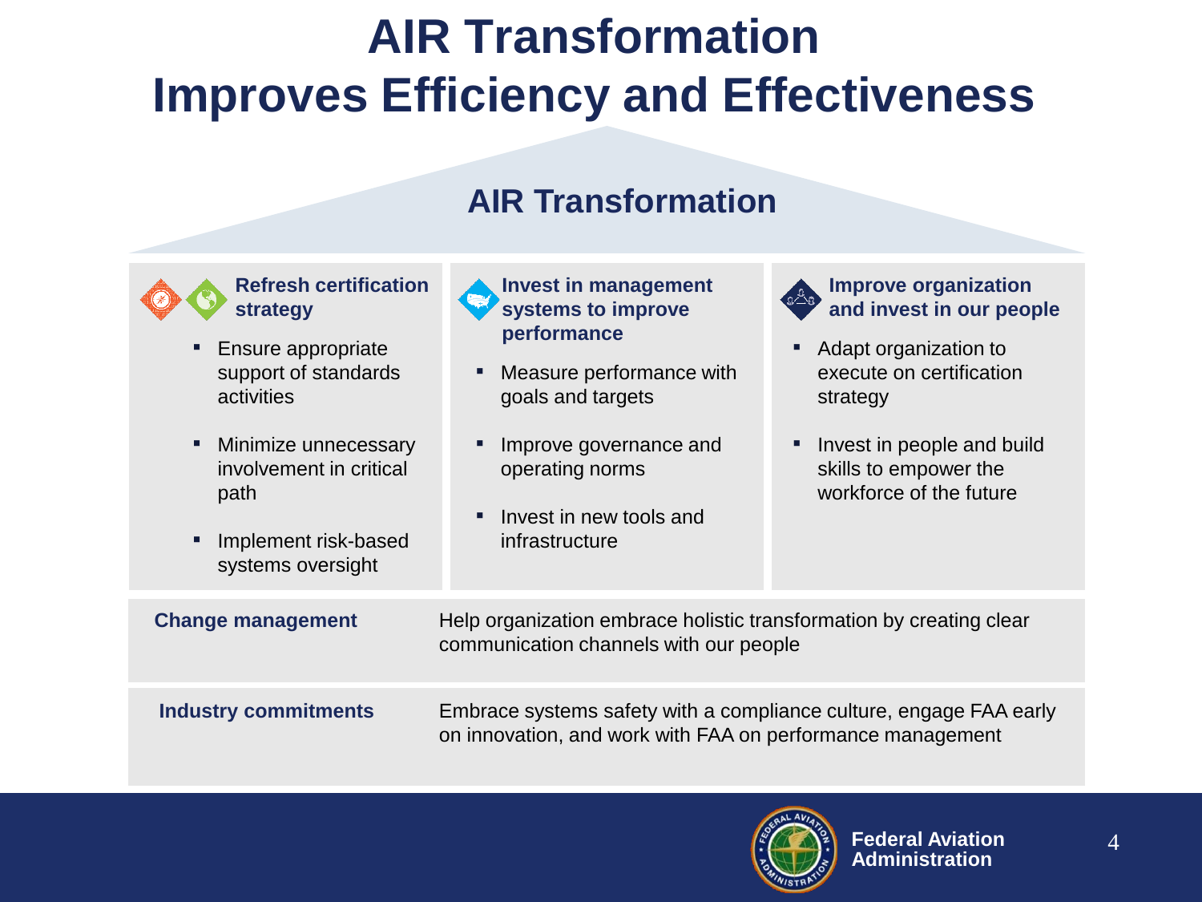# AIR Transformation Improves Efficiency and Effectiveness

## AIR Transformation

### Refresh certification strategy

- Ensure appropriate support of standards activities
- Minimize unnecessary involvement in critical path
- Implement risk-based systems oversight

### Invest in management systems to improve performance

- Measure performance with goals and targets
- Improve governance and operating norms
- Invest in new tools and infrastructure

### Improve organization and invest in our people

- Adapt organization to execute on certification strategy
- Invest in people and build skills to empower the workforce of the future

**Change management** — Help organization embrace holistic transformation by creating clear communication channels with our people

**Industry commitments** — Embrace systems safety with a compliance culture, engage FAA early on innovation, and work with FAA on performance management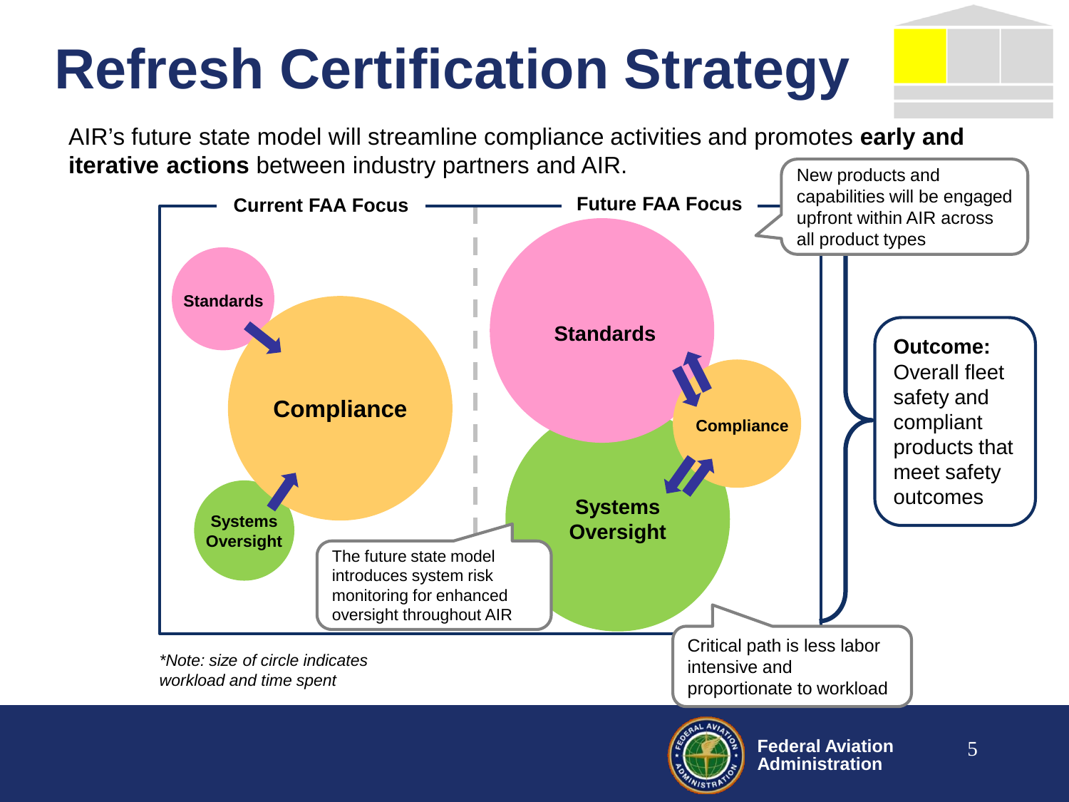# Refresh Certification Strategy

AIR's future state model will streamline compliance activities and promotes **early and iterative actions** between industry partners and AIR.

**Current FAA Focus**

Standards

Compliance

Systems Oversight

**Future FAA Focus**

Standards

Compliance

Systems Oversight

New products and capabilities will be engaged upfront within AIR across all product types

The future state model introduces system risk monitoring for enhanced oversight throughout AIR

Critical path is less labor intensive and proportionate to workload

**Outcome:** Overall fleet safety and compliant products that meet safety outcomes

*\*Note: size of circle indicates workload and time spent*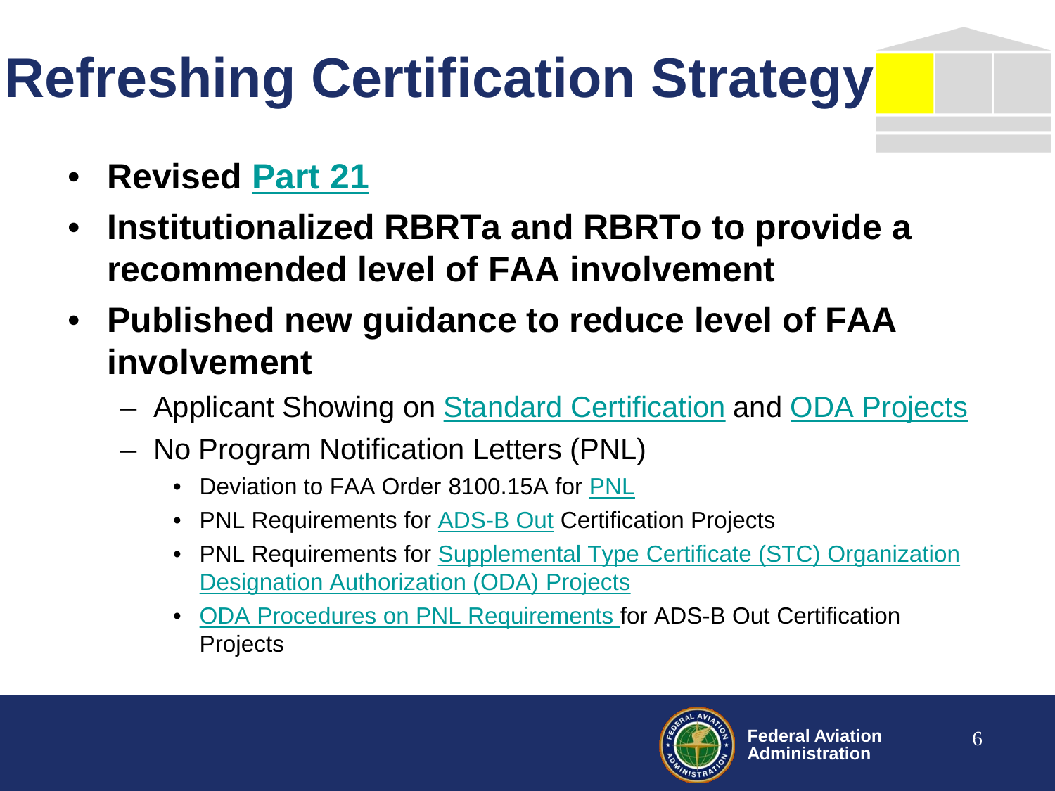# Refreshing Certification Strategy

- **Revised Part 21**
- **Institutionalized RBRTa and RBRTo to provide a recommended level of FAA involvement**
- **Published new guidance to reduce level of FAA involvement**
  - Applicant Showing on Standard Certification and ODA Projects
  - No Program Notification Letters (PNL)
    - Deviation to FAA Order 8100.15A for PNL
    - PNL Requirements for ADS-B Out Certification Projects
    - PNL Requirements for Supplemental Type Certificate (STC) Organization Designation Authorization (ODA) Projects
    - ODA Procedures on PNL Requirements for ADS-B Out Certification Projects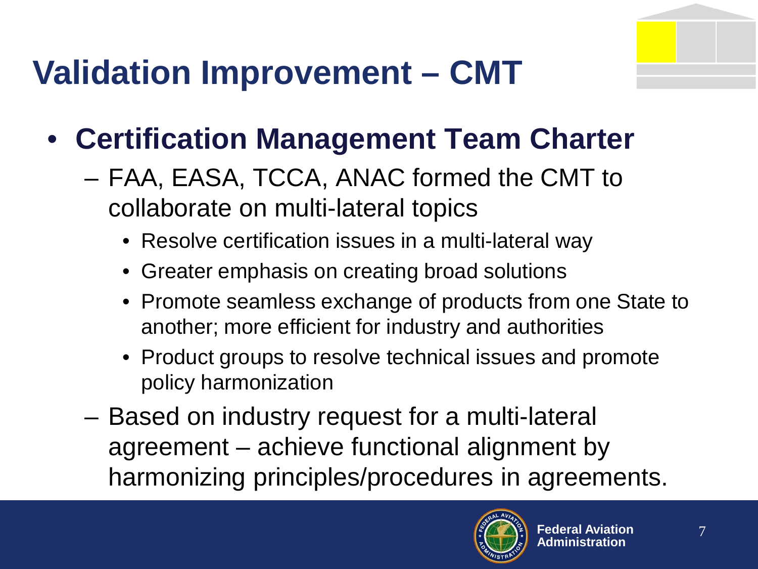# Validation Improvement – CMT

- **Certification Management Team Charter**
  - FAA, EASA, TCCA, ANAC formed the CMT to collaborate on multi-lateral topics
    - Resolve certification issues in a multi-lateral way
    - Greater emphasis on creating broad solutions
    - Promote seamless exchange of products from one State to another; more efficient for industry and authorities
    - Product groups to resolve technical issues and promote policy harmonization
  - Based on industry request for a multi-lateral agreement – achieve functional alignment by harmonizing principles/procedures in agreements.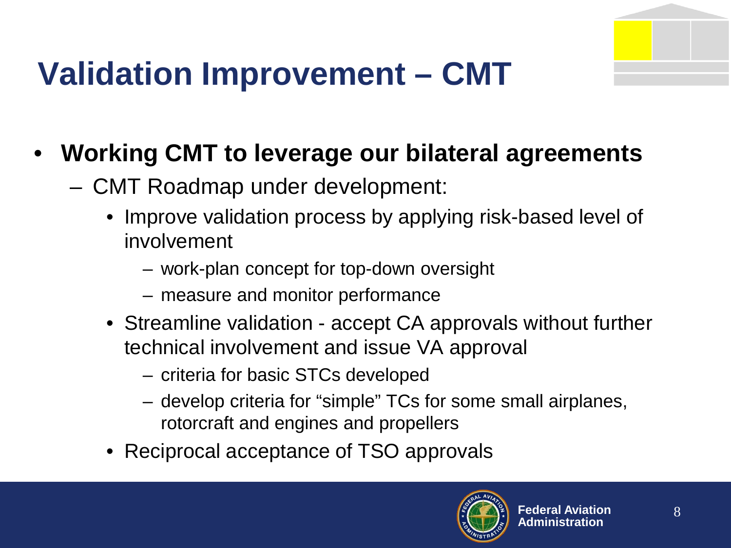# Validation Improvement – CMT

- **Working CMT to leverage our bilateral agreements**
  - CMT Roadmap under development:
    - Improve validation process by applying risk-based level of involvement
      - work-plan concept for top-down oversight
      - measure and monitor performance
    - Streamline validation - accept CA approvals without further technical involvement and issue VA approval
      - criteria for basic STCs developed
      - develop criteria for “simple” TCs for some small airplanes, rotorcraft and engines and propellers
    - Reciprocal acceptance of TSO approvals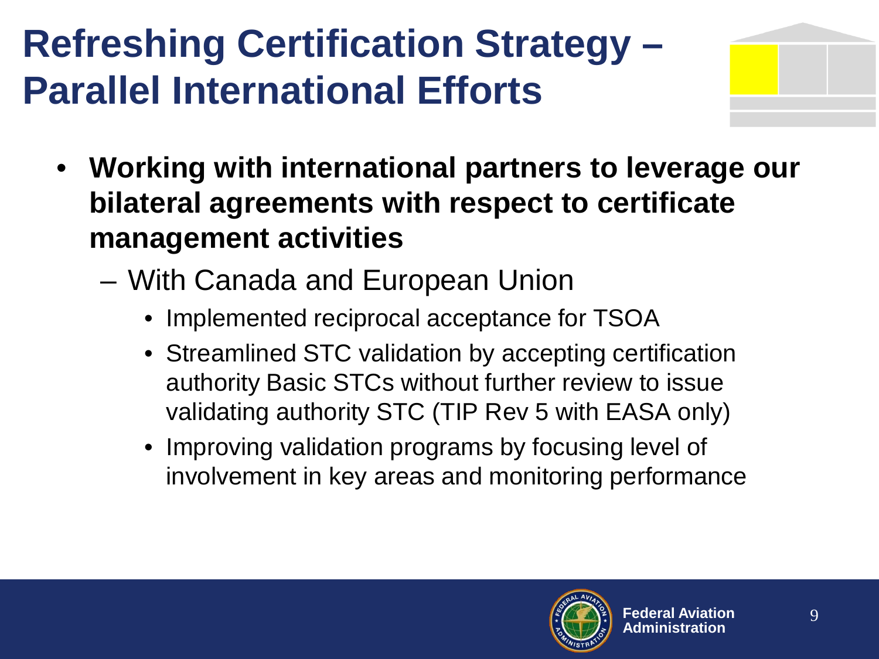# Refreshing Certification Strategy – Parallel International Efforts

- **Working with international partners to leverage our bilateral agreements with respect to certificate management activities**
  - With Canada and European Union
    - Implemented reciprocal acceptance for TSOA
    - Streamlined STC validation by accepting certification authority Basic STCs without further review to issue validating authority STC (TIP Rev 5 with EASA only)
    - Improving validation programs by focusing level of involvement in key areas and monitoring performance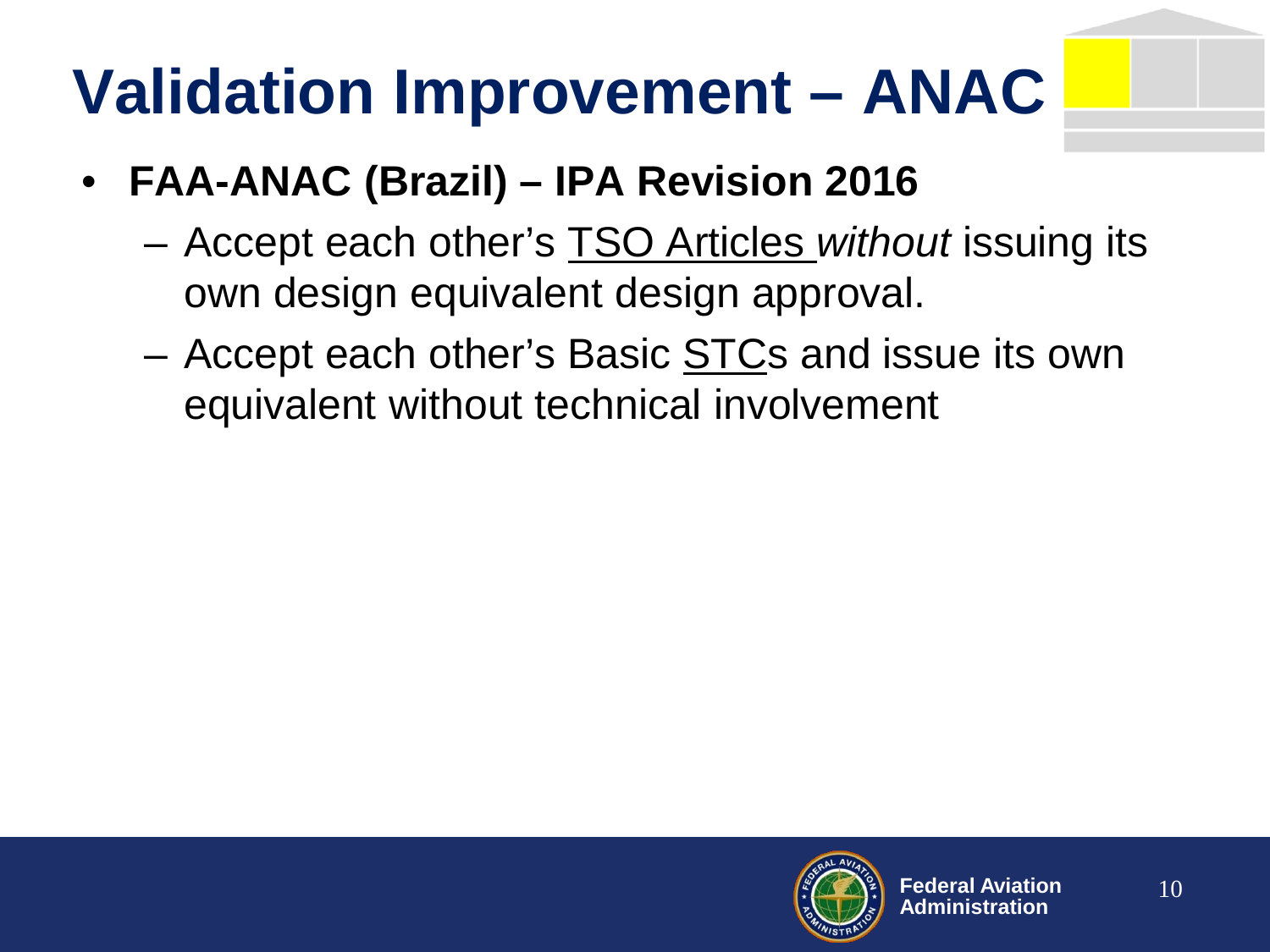# Validation Improvement – ANAC

- **FAA-ANAC (Brazil) – IPA Revision 2016**
  - Accept each other's <u>TSO Articles</u> *without* issuing its own design equivalent design approval.
  - Accept each other's Basic <u>STC</u>s and issue its own equivalent without technical involvement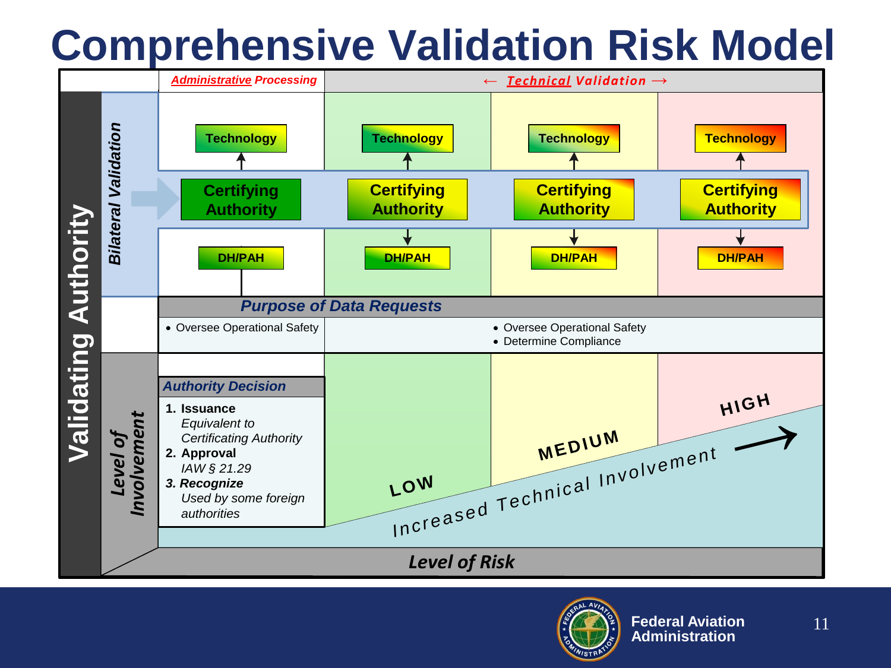# Comprehensive Validation Risk Model

| | *Administrative Processing* | ← *Technical Validation* → | | |
|---|---|---|---|---|
| **Bilateral Validation** | Technology ↑ Certifying Authority DH/PAH | Technology ↑ Certifying Authority ↓ DH/PAH | Technology ↑ Certifying Authority ↓ DH/PAH | Technology ↑ Certifying Authority ↓ DH/PAH |
| ***Purpose of Data Requests*** | • Oversee Operational Safety | • Oversee Operational Safety<br>• Determine Compliance | | |
| **Level of Involvement** | ***Authority Decision***<br>1. **Issuance** *Equivalent to Certificating Authority*<br>2. **Approval** *IAW § 21.29*<br>3. ***Recognize*** *Used by some foreign authorities* | LOW | MEDIUM | HIGH |

**Validating Authority**

Increased Technical Involvement →

***Level of Risk***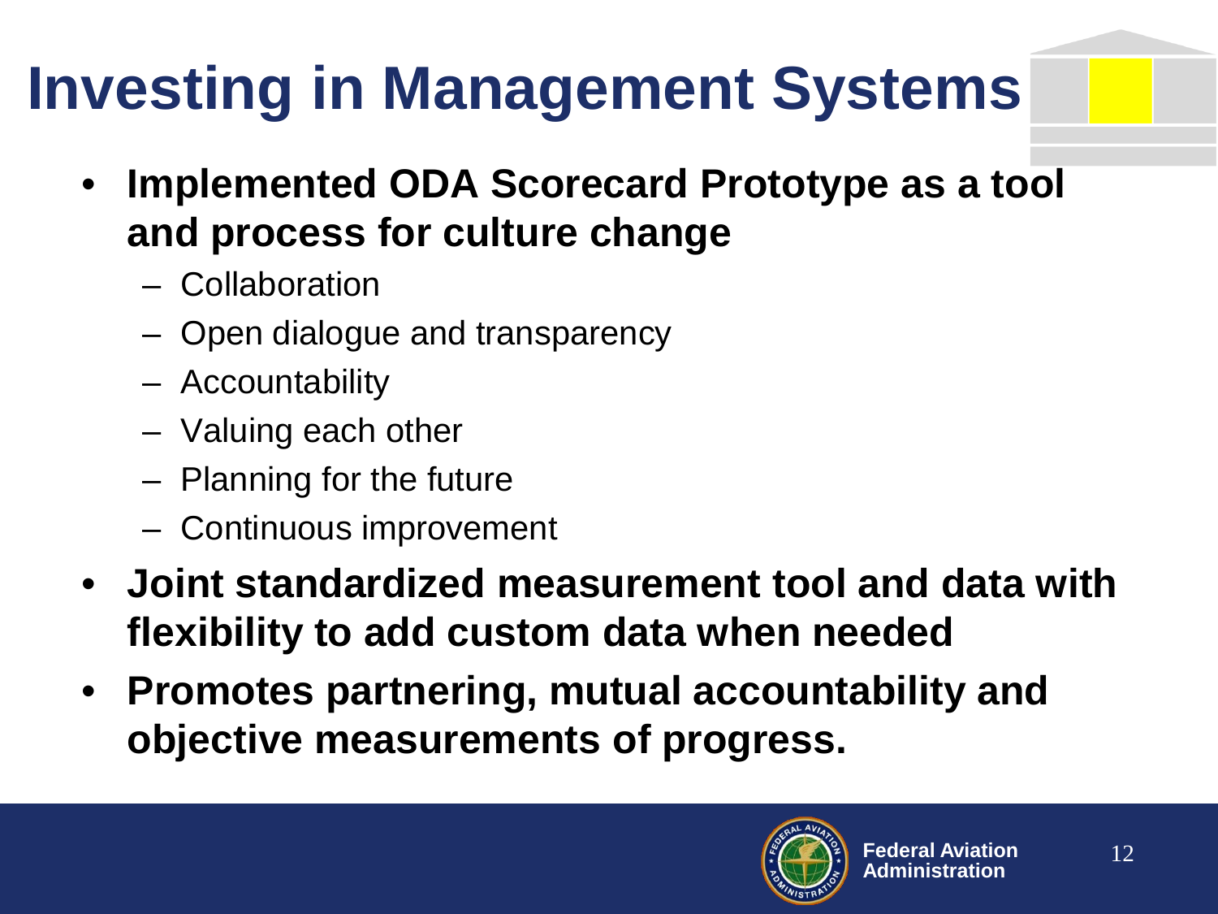# Investing in Management Systems

- **Implemented ODA Scorecard Prototype as a tool and process for culture change**
  - Collaboration
  - Open dialogue and transparency
  - Accountability
  - Valuing each other
  - Planning for the future
  - Continuous improvement
- **Joint standardized measurement tool and data with flexibility to add custom data when needed**
- **Promotes partnering, mutual accountability and objective measurements of progress.**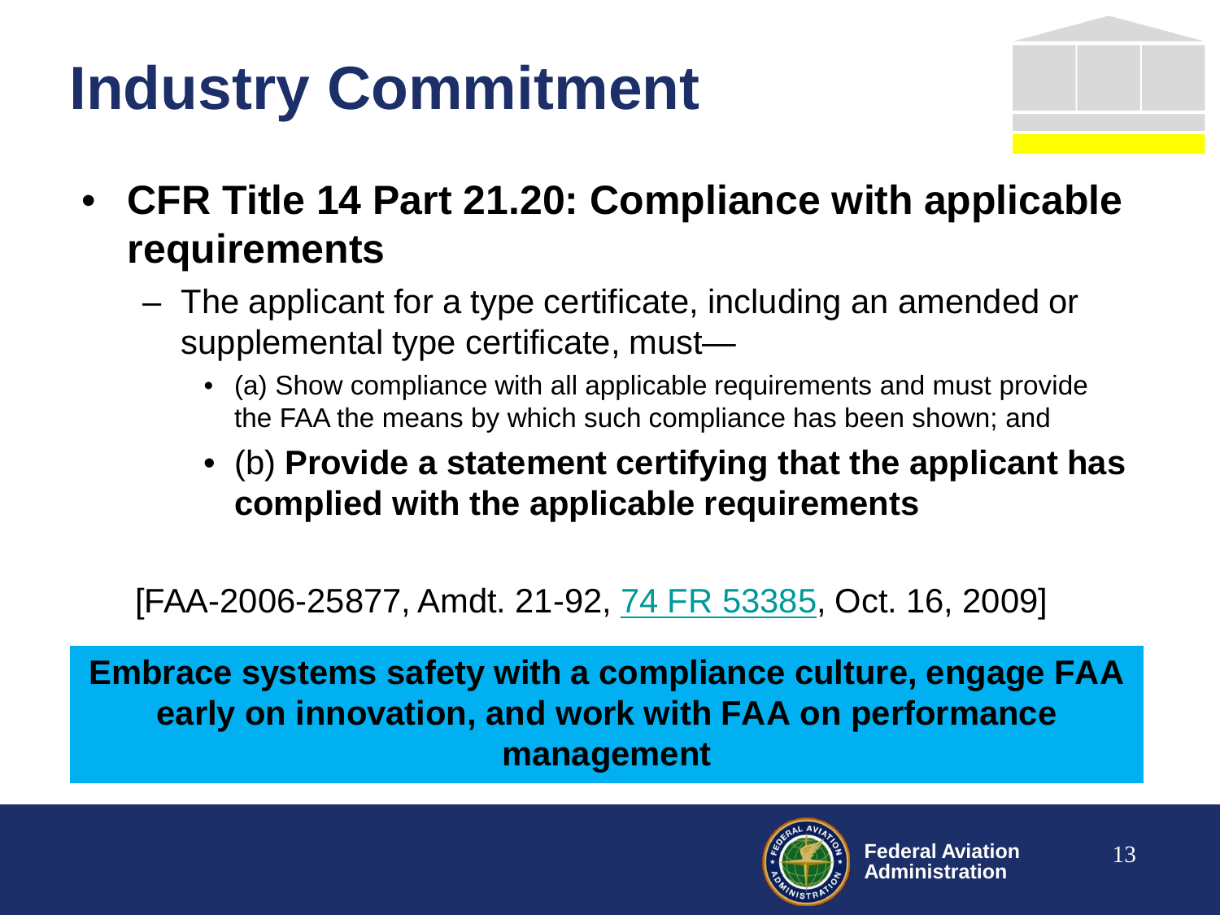# Industry Commitment

- **CFR Title 14 Part 21.20: Compliance with applicable requirements**
  - The applicant for a type certificate, including an amended or supplemental type certificate, must—
    - (a) Show compliance with all applicable requirements and must provide the FAA the means by which such compliance has been shown; and
    - (b) **Provide a statement certifying that the applicant has complied with the applicable requirements**

[FAA-2006-25877, Amdt. 21-92, 74 FR 53385, Oct. 16, 2009]

**Embrace systems safety with a compliance culture, engage FAA early on innovation, and work with FAA on performance management**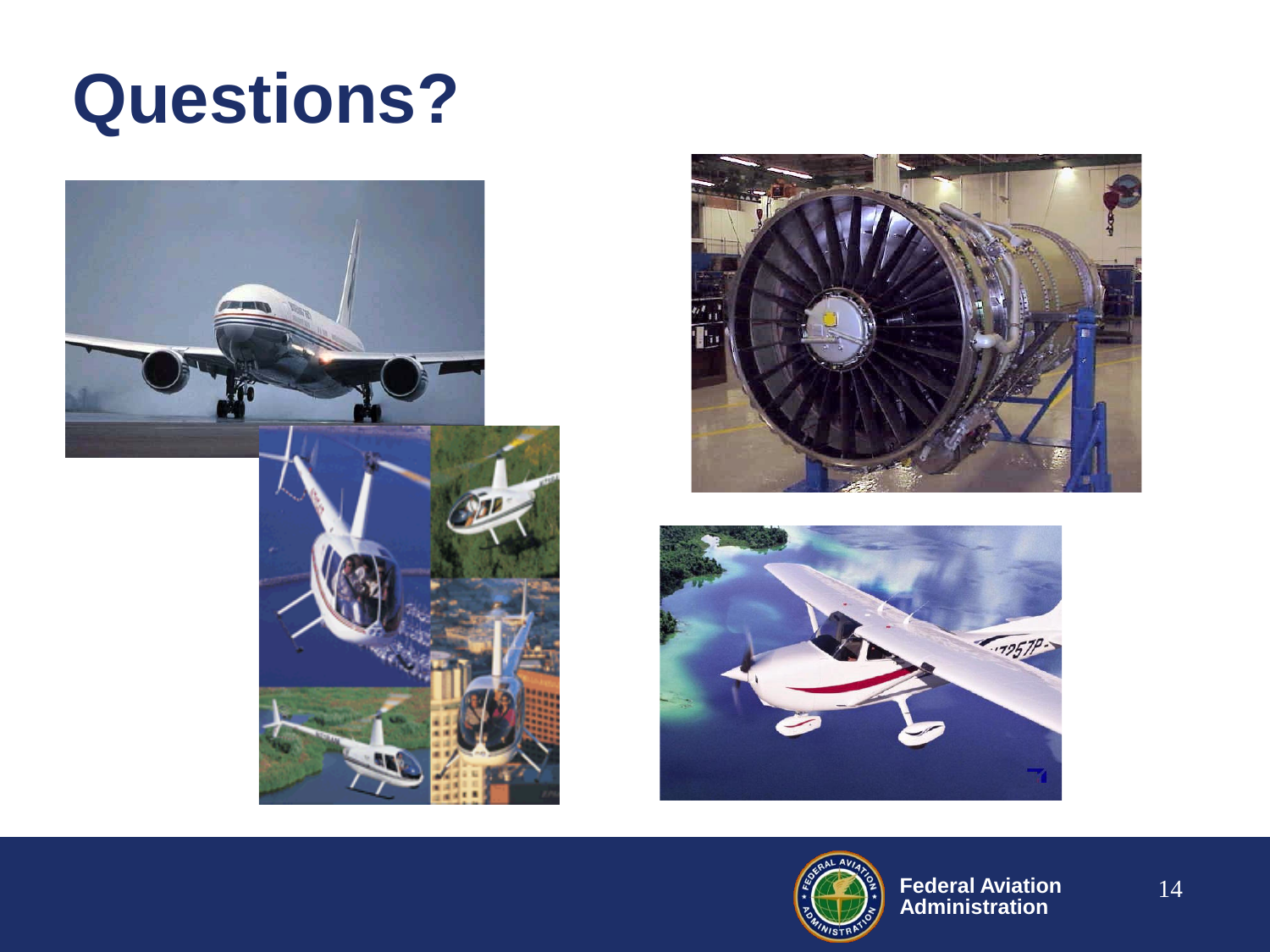# Questions?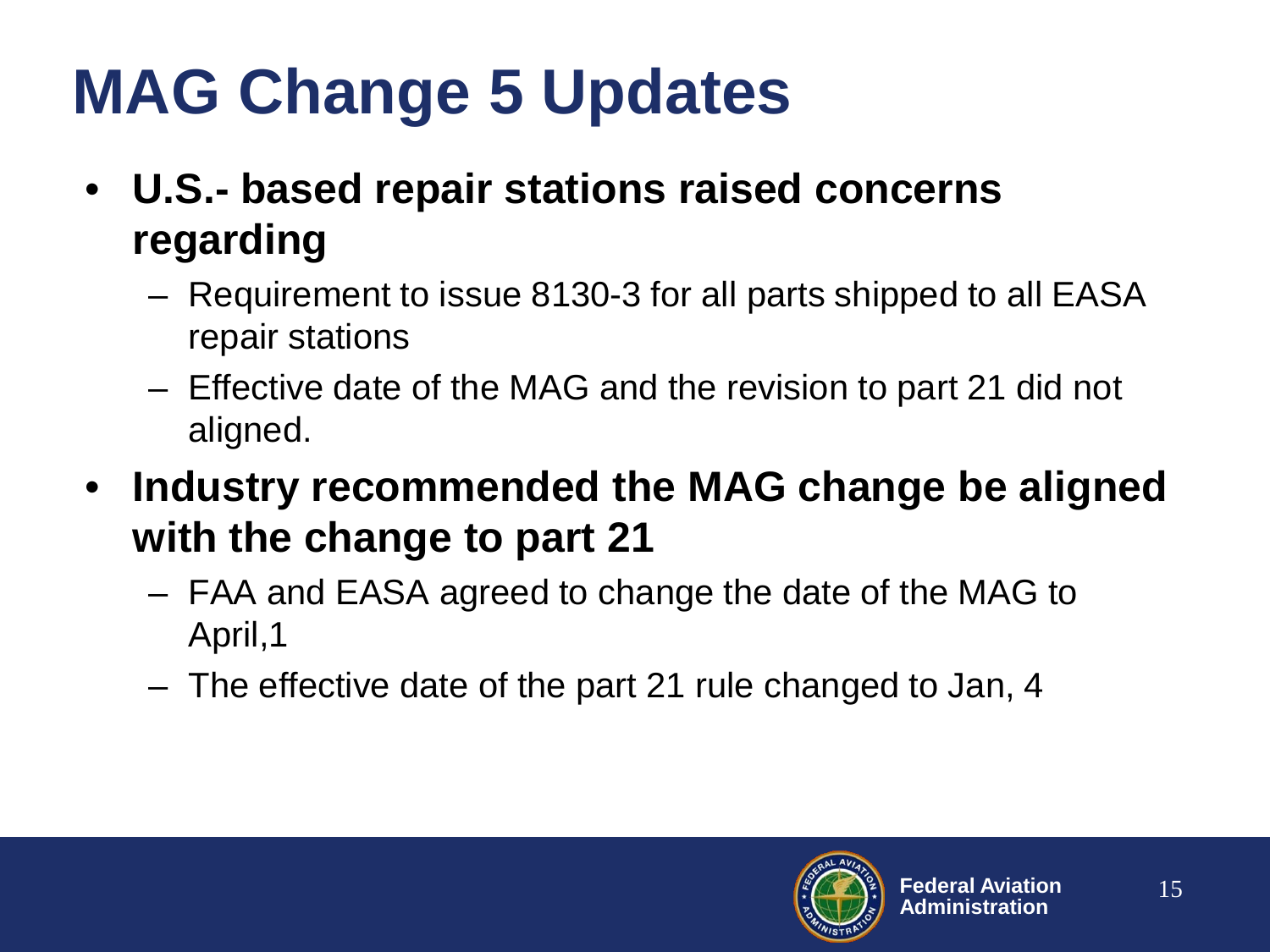# MAG Change 5 Updates

- **U.S.- based repair stations raised concerns regarding**
  - Requirement to issue 8130-3 for all parts shipped to all EASA repair stations
  - Effective date of the MAG and the revision to part 21 did not aligned.
- **Industry recommended the MAG change be aligned with the change to part 21**
  - FAA and EASA agreed to change the date of the MAG to April,1
  - The effective date of the part 21 rule changed to Jan, 4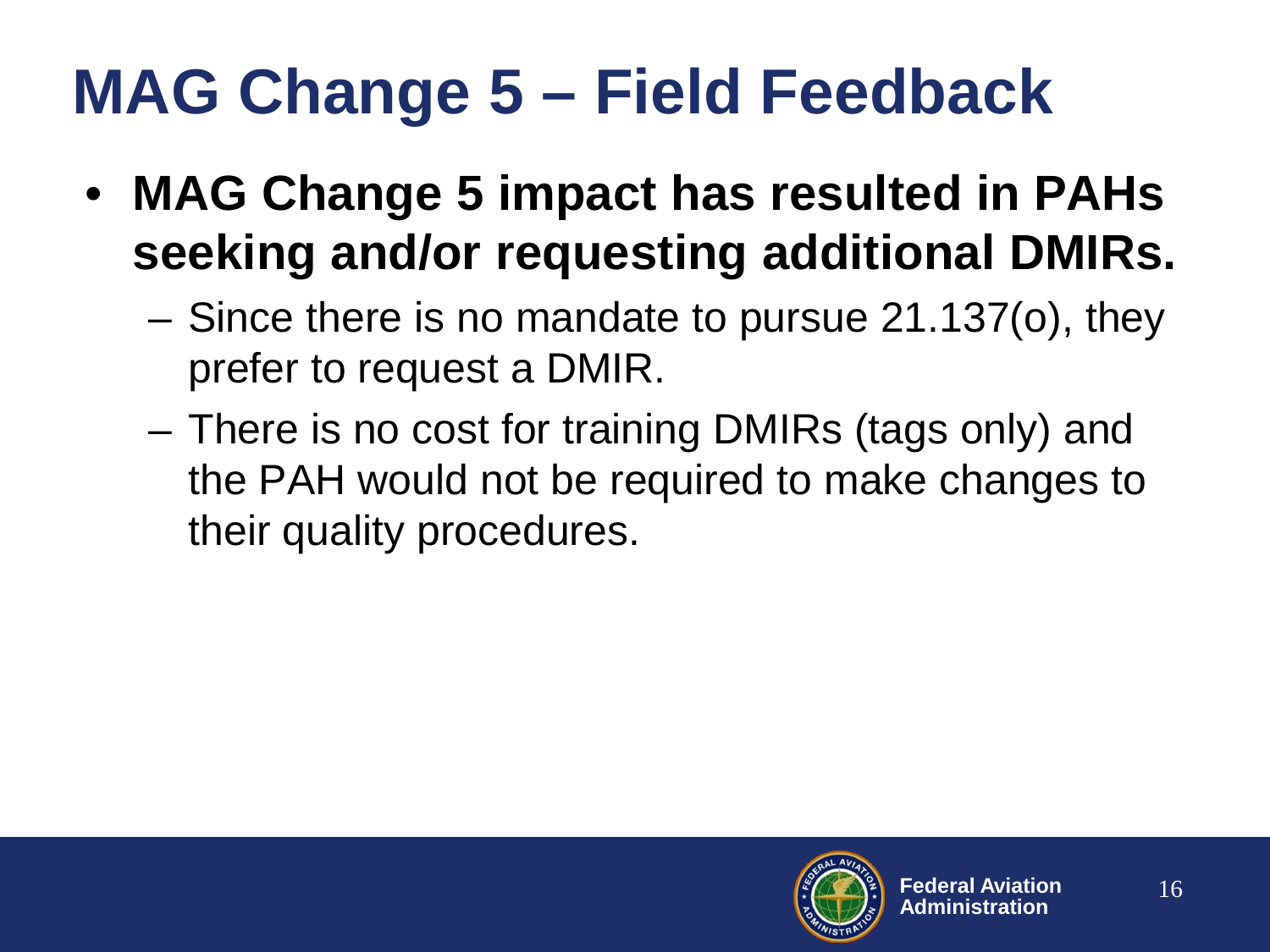# MAG Change 5 – Field Feedback

- **MAG Change 5 impact has resulted in PAHs seeking and/or requesting additional DMIRs.**
  - Since there is no mandate to pursue 21.137(o), they prefer to request a DMIR.
  - There is no cost for training DMIRs (tags only) and the PAH would not be required to make changes to their quality procedures.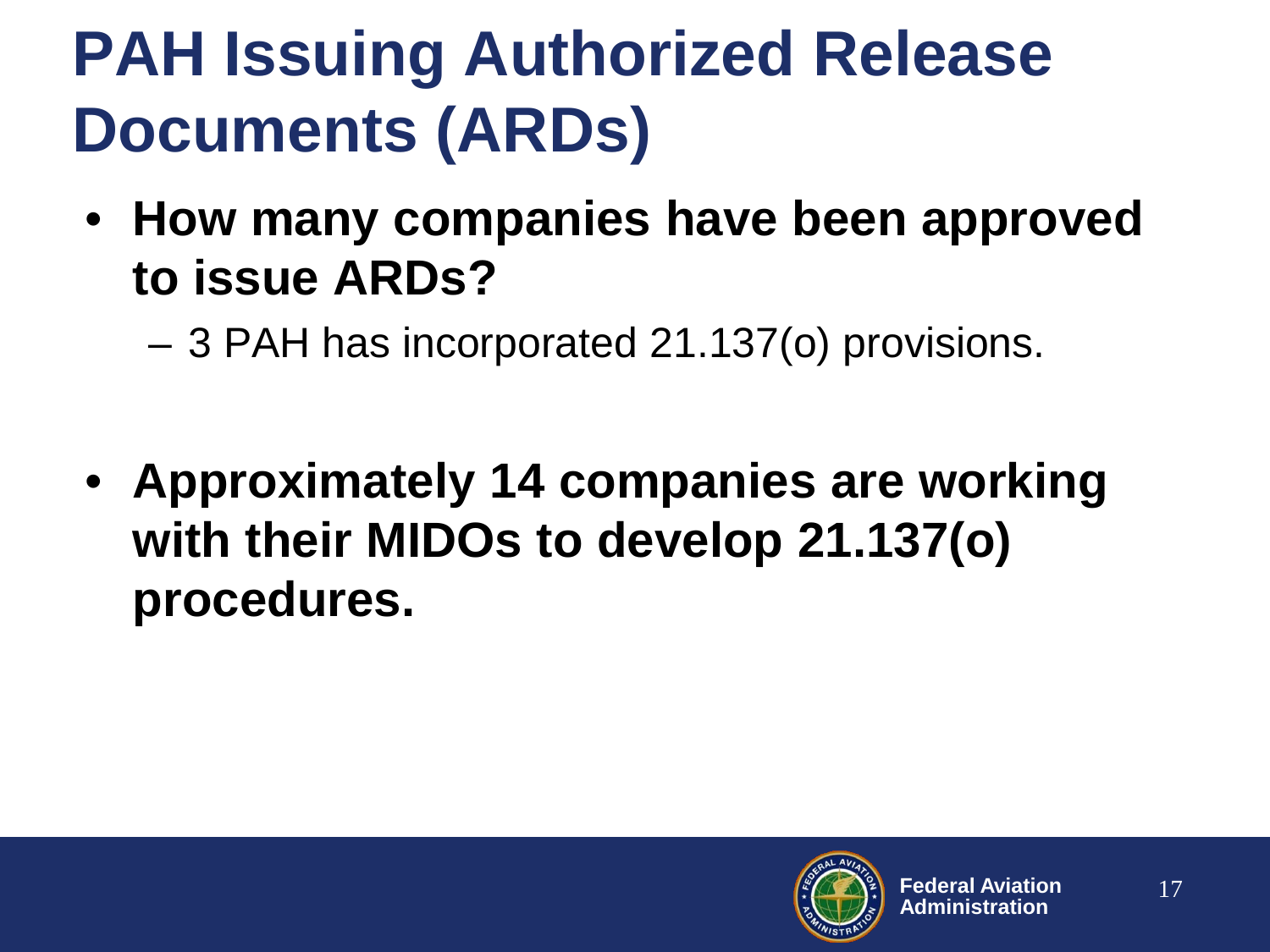# PAH Issuing Authorized Release Documents (ARDs)

- **How many companies have been approved to issue ARDs?**
  - 3 PAH has incorporated 21.137(o) provisions.

- **Approximately 14 companies are working with their MIDOs to develop 21.137(o) procedures.**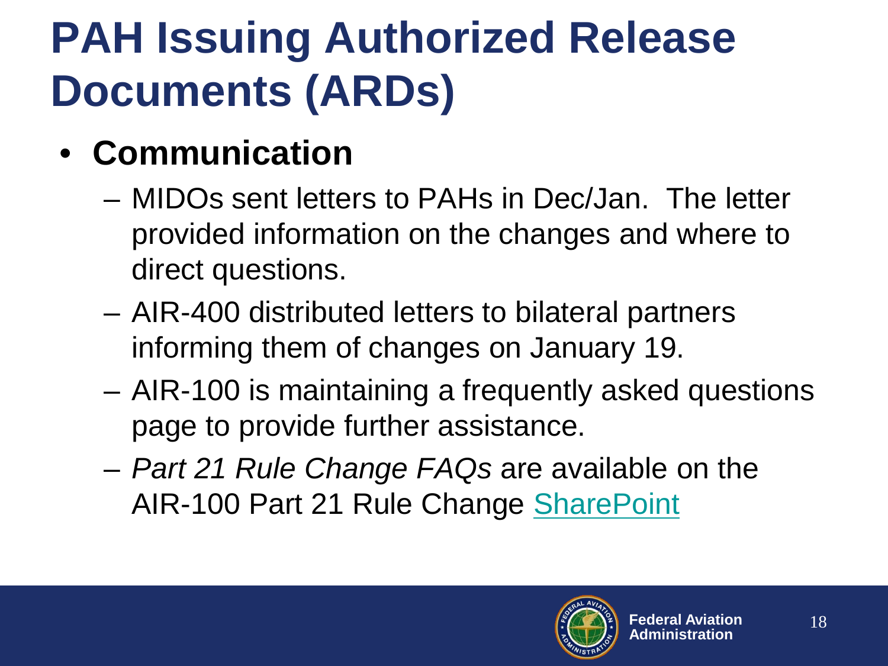# PAH Issuing Authorized Release Documents (ARDs)

- **Communication**
  - MIDOs sent letters to PAHs in Dec/Jan. The letter provided information on the changes and where to direct questions.
  - AIR-400 distributed letters to bilateral partners informing them of changes on January 19.
  - AIR-100 is maintaining a frequently asked questions page to provide further assistance.
  - *Part 21 Rule Change FAQs* are available on the AIR-100 Part 21 Rule Change SharePoint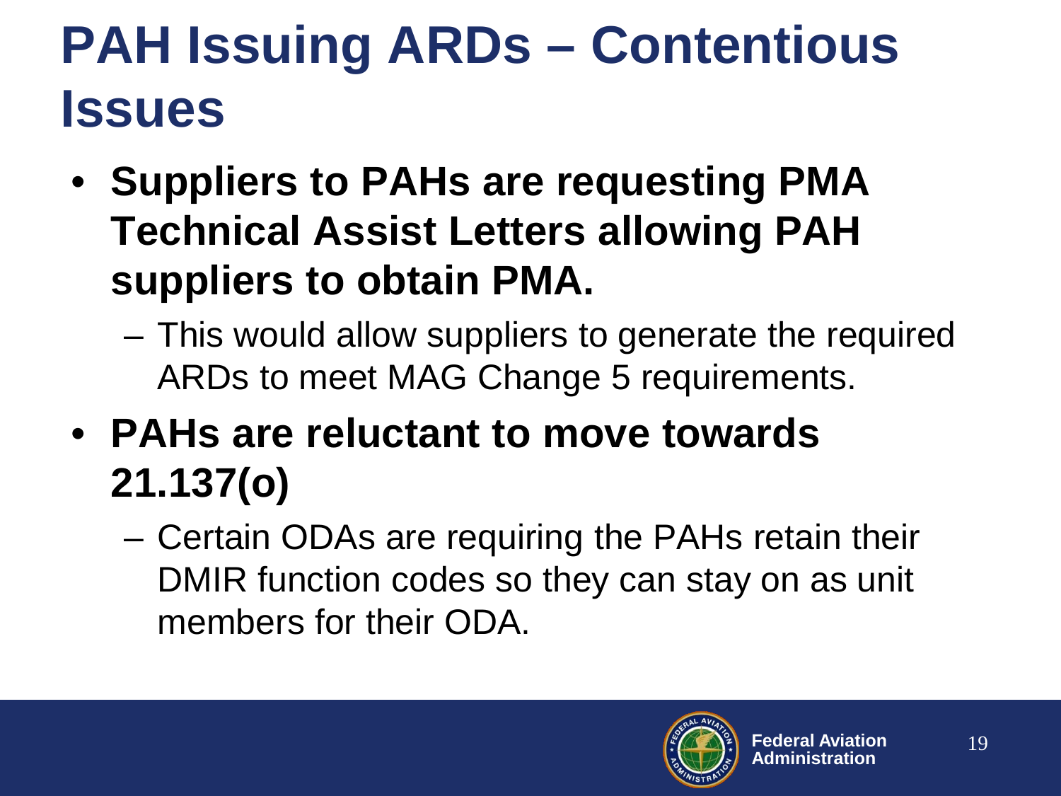# PAH Issuing ARDs – Contentious Issues

- **Suppliers to PAHs are requesting PMA Technical Assist Letters allowing PAH suppliers to obtain PMA.**
  - This would allow suppliers to generate the required ARDs to meet MAG Change 5 requirements.
- **PAHs are reluctant to move towards 21.137(o)**
  - Certain ODAs are requiring the PAHs retain their DMIR function codes so they can stay on as unit members for their ODA.